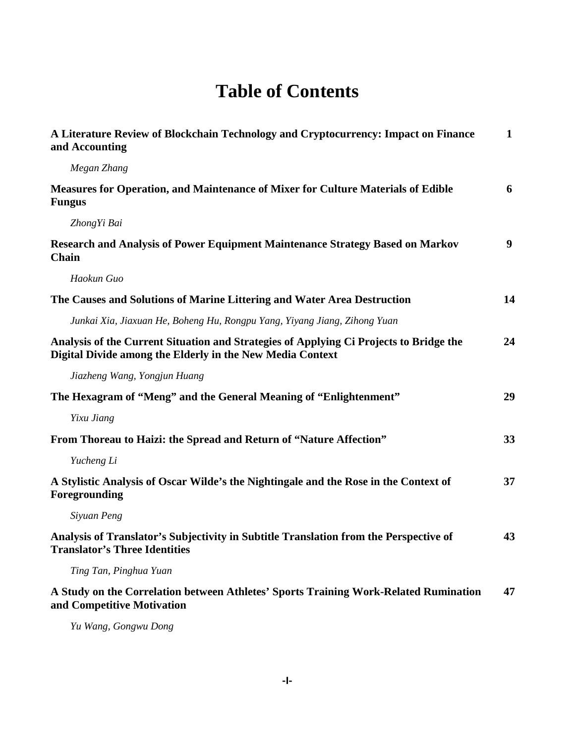# Table of Contents

**A Literature Review of Blockchain Technology and Cryptocurrency: Impact on Finance and Accounting** **1**

*Megan Zhang*

**Measures for Operation, and Maintenance of Mixer for Culture Materials of Edible Fungus** **6**

*ZhongYi Bai*

**Research and Analysis of Power Equipment Maintenance Strategy Based on Markov Chain** **9**

*Haokun Guo*

**The Causes and Solutions of Marine Littering and Water Area Destruction** **14**

*Junkai Xia, Jiaxuan He, Boheng Hu, Rongpu Yang, Yiyang Jiang, Zihong Yuan*

**Analysis of the Current Situation and Strategies of Applying Ci Projects to Bridge the Digital Divide among the Elderly in the New Media Context** **24**

*Jiazheng Wang, Yongjun Huang*

**The Hexagram of "Meng" and the General Meaning of "Enlightenment"** **29**

*Yixu Jiang*

**From Thoreau to Haizi: the Spread and Return of "Nature Affection"** **33**

*Yucheng Li*

**A Stylistic Analysis of Oscar Wilde's the Nightingale and the Rose in the Context of Foregrounding** **37**

*Siyuan Peng*

**Analysis of Translator's Subjectivity in Subtitle Translation from the Perspective of Translator's Three Identities** **43**

*Ting Tan, Pinghua Yuan*

**A Study on the Correlation between Athletes' Sports Training Work-Related Rumination and Competitive Motivation** **47**

*Yu Wang, Gongwu Dong*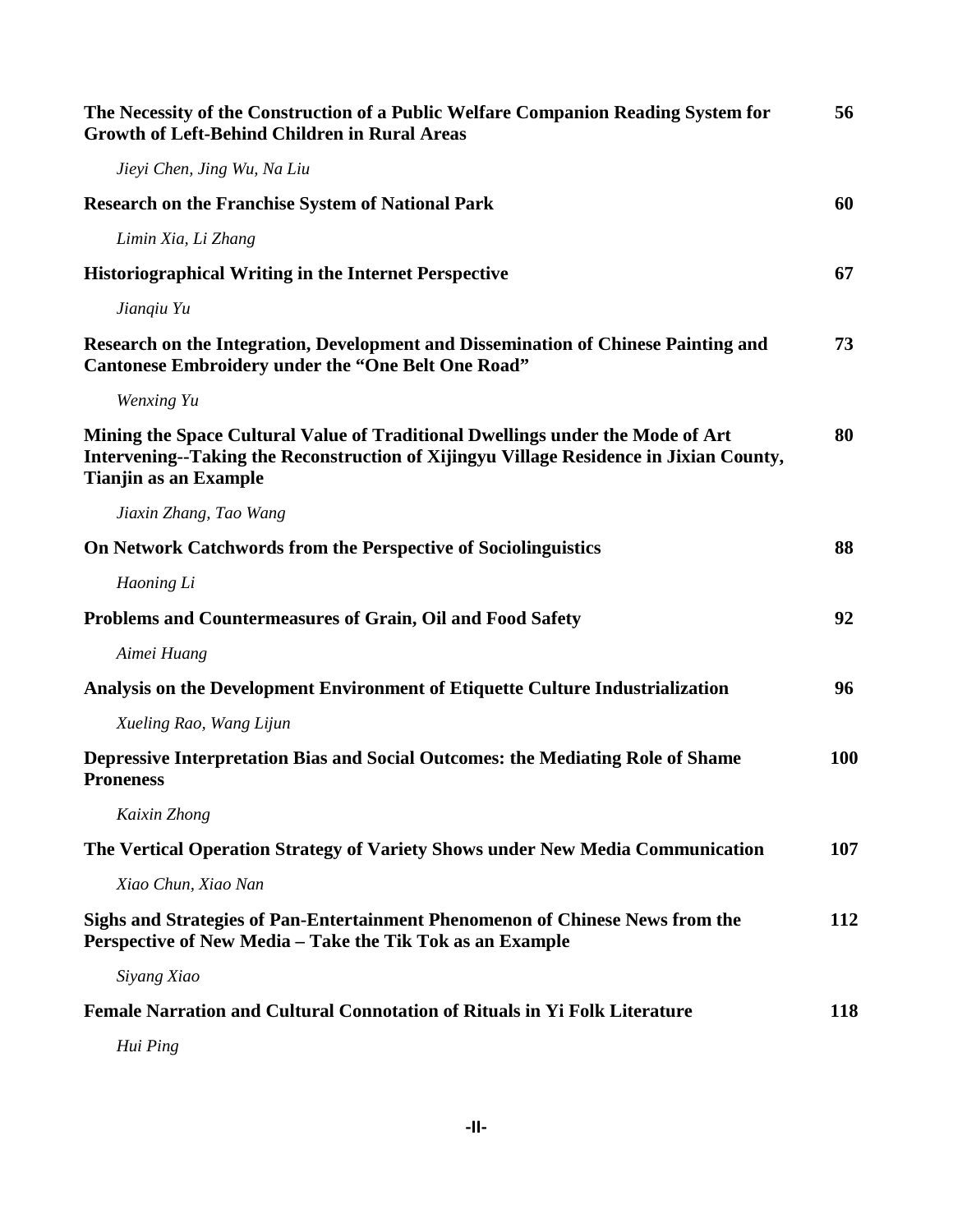**The Necessity of the Construction of a Public Welfare Companion Reading System for Growth of Left-Behind Children in Rural Areas** 56

*Jieyi Chen, Jing Wu, Na Liu*

**Research on the Franchise System of National Park** 60

*Limin Xia, Li Zhang*

**Historiographical Writing in the Internet Perspective** 67

*Jianqiu Yu*

**Research on the Integration, Development and Dissemination of Chinese Painting and Cantonese Embroidery under the "One Belt One Road"** 73

*Wenxing Yu*

**Mining the Space Cultural Value of Traditional Dwellings under the Mode of Art Intervening--Taking the Reconstruction of Xijingyu Village Residence in Jixian County, Tianjin as an Example** 80

*Jiaxin Zhang, Tao Wang*

**On Network Catchwords from the Perspective of Sociolinguistics** 88

*Haoning Li*

**Problems and Countermeasures of Grain, Oil and Food Safety** 92

*Aimei Huang*

**Analysis on the Development Environment of Etiquette Culture Industrialization** 96

*Xueling Rao, Wang Lijun*

**Depressive Interpretation Bias and Social Outcomes: the Mediating Role of Shame Proneness** 100

*Kaixin Zhong*

**The Vertical Operation Strategy of Variety Shows under New Media Communication** 107

*Xiao Chun, Xiao Nan*

**Sighs and Strategies of Pan-Entertainment Phenomenon of Chinese News from the Perspective of New Media – Take the Tik Tok as an Example** 112

*Siyang Xiao*

**Female Narration and Cultural Connotation of Rituals in Yi Folk Literature** 118

*Hui Ping*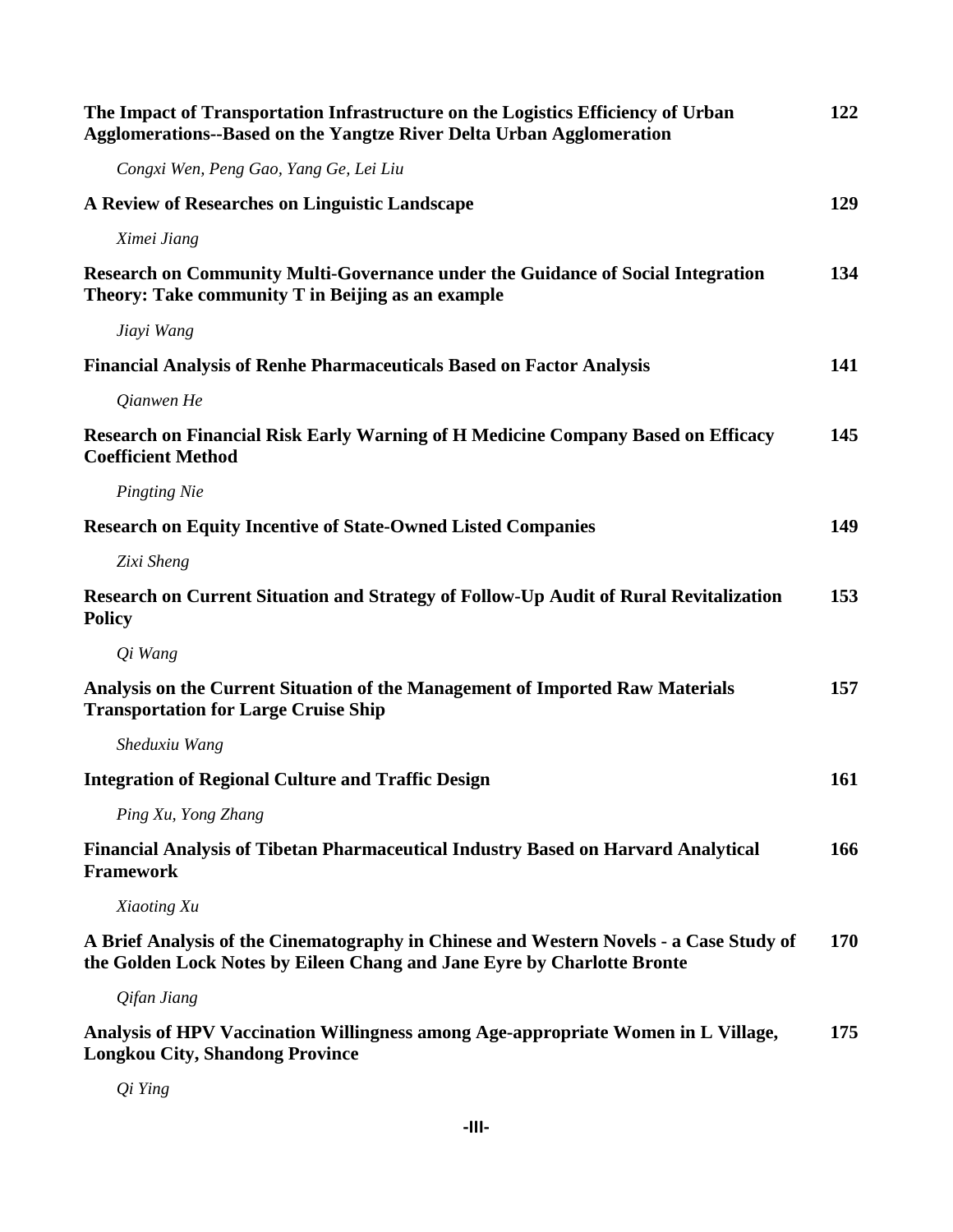**The Impact of Transportation Infrastructure on the Logistics Efficiency of Urban Agglomerations--Based on the Yangtze River Delta Urban Agglomeration** **122**

*Congxi Wen, Peng Gao, Yang Ge, Lei Liu*

**A Review of Researches on Linguistic Landscape** **129**

*Ximei Jiang*

**Research on Community Multi-Governance under the Guidance of Social Integration Theory: Take community T in Beijing as an example** **134**

*Jiayi Wang*

**Financial Analysis of Renhe Pharmaceuticals Based on Factor Analysis** **141**

*Qianwen He*

**Research on Financial Risk Early Warning of H Medicine Company Based on Efficacy Coefficient Method** **145**

*Pingting Nie*

**Research on Equity Incentive of State-Owned Listed Companies** **149**

*Zixi Sheng*

**Research on Current Situation and Strategy of Follow-Up Audit of Rural Revitalization Policy** **153**

*Qi Wang*

**Analysis on the Current Situation of the Management of Imported Raw Materials Transportation for Large Cruise Ship** **157**

*Sheduxiu Wang*

**Integration of Regional Culture and Traffic Design** **161**

*Ping Xu, Yong Zhang*

**Financial Analysis of Tibetan Pharmaceutical Industry Based on Harvard Analytical Framework** **166**

*Xiaoting Xu*

**A Brief Analysis of the Cinematography in Chinese and Western Novels - a Case Study of the Golden Lock Notes by Eileen Chang and Jane Eyre by Charlotte Bronte** **170**

*Qifan Jiang*

**Analysis of HPV Vaccination Willingness among Age-appropriate Women in L Village, Longkou City, Shandong Province** **175**

*Qi Ying*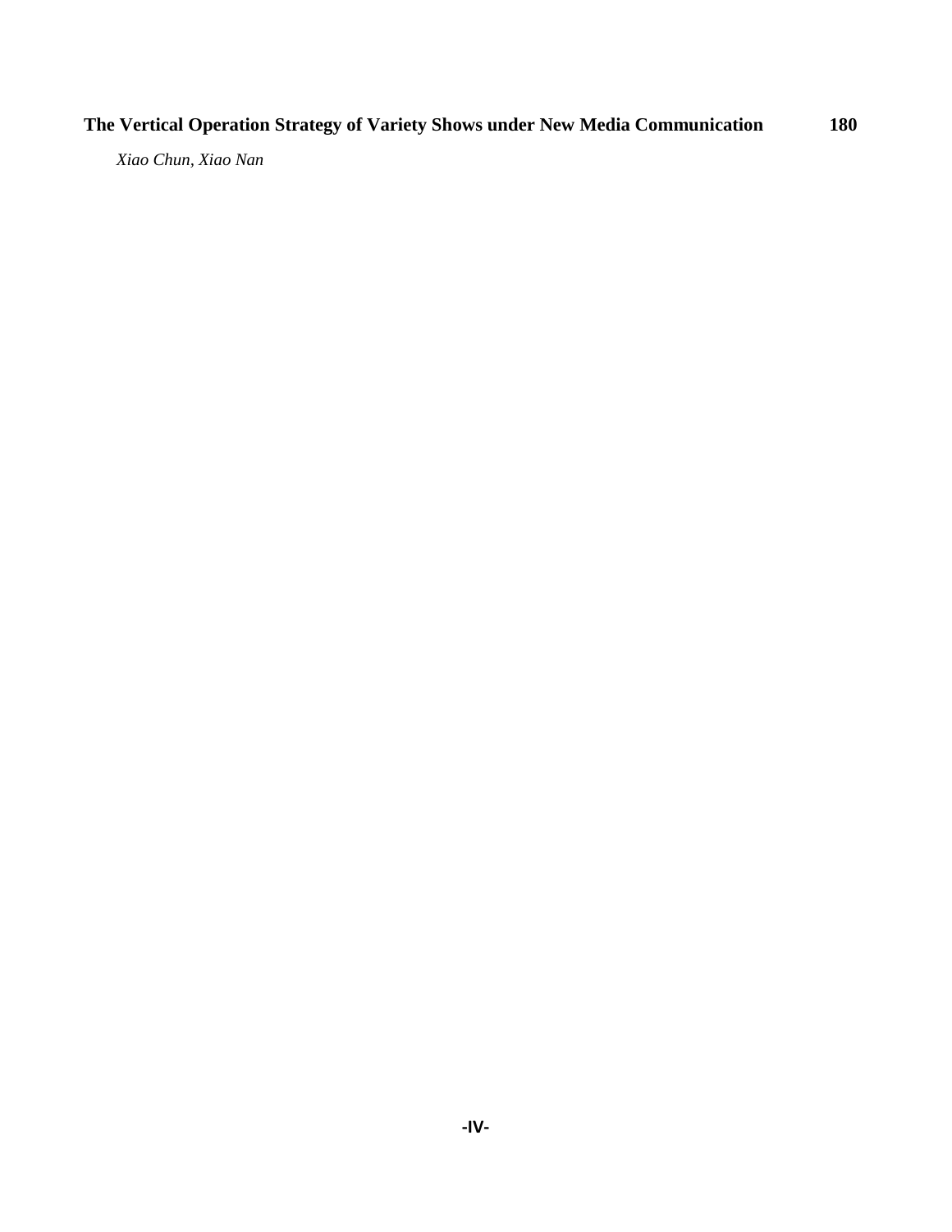**The Vertical Operation Strategy of Variety Shows under New Media Communication** **180**

*Xiao Chun, Xiao Nan*